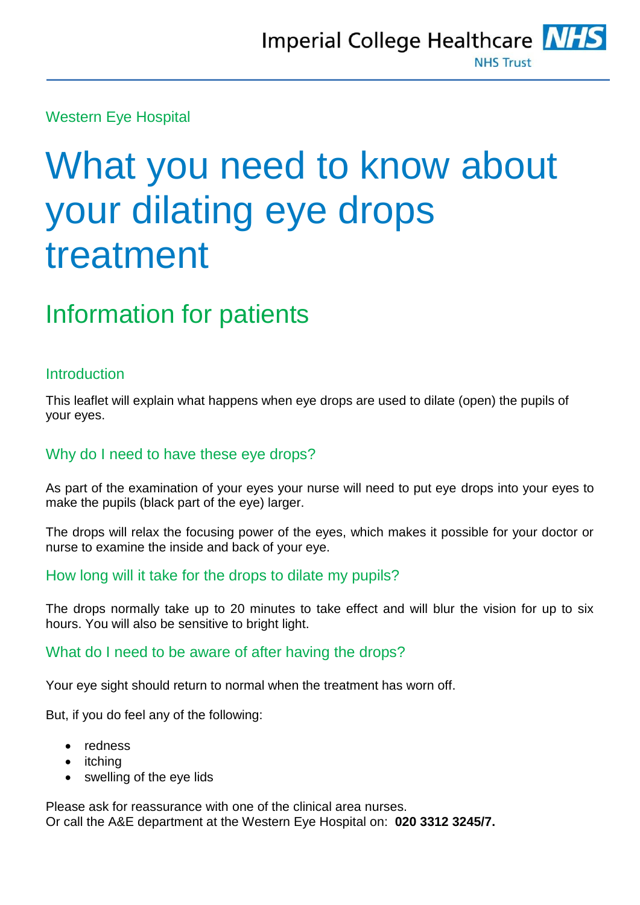Imperial College Healthcare NHS Trust

Western Eye Hospital

# What you need to know about your dilating eye drops treatment

## Information for patients

### Introduction

This leaflet will explain what happens when eye drops are used to dilate (open) the pupils of your eyes.

### Why do I need to have these eye drops?

As part of the examination of your eyes your nurse will need to put eye drops into your eyes to make the pupils (black part of the eye) larger.

The drops will relax the focusing power of the eyes, which makes it possible for your doctor or nurse to examine the inside and back of your eye.

### How long will it take for the drops to dilate my pupils?

The drops normally take up to 20 minutes to take effect and will blur the vision for up to six hours. You will also be sensitive to bright light.

### What do I need to be aware of after having the drops?

Your eye sight should return to normal when the treatment has worn off.

But, if you do feel any of the following:

- redness
- itching
- swelling of the eye lids

Please ask for reassurance with one of the clinical area nurses.
Or call the A&E department at the Western Eye Hospital on: **020 3312 3245/7.**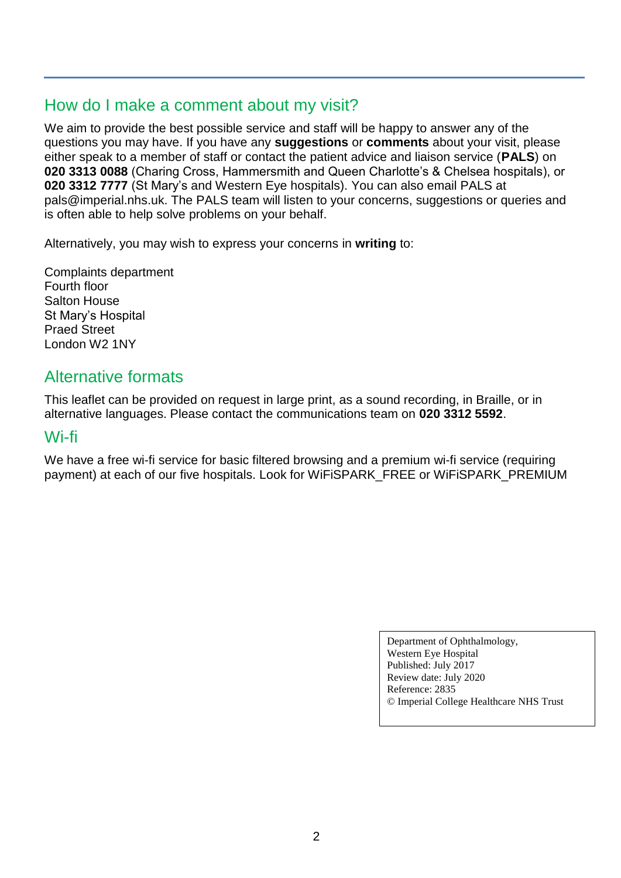## How do I make a comment about my visit?

We aim to provide the best possible service and staff will be happy to answer any of the questions you may have. If you have any **suggestions** or **comments** about your visit, please either speak to a member of staff or contact the patient advice and liaison service (**PALS**) on **020 3313 0088** (Charing Cross, Hammersmith and Queen Charlotte's & Chelsea hospitals), or **020 3312 7777** (St Mary's and Western Eye hospitals). You can also email PALS at pals@imperial.nhs.uk. The PALS team will listen to your concerns, suggestions or queries and is often able to help solve problems on your behalf.

Alternatively, you may wish to express your concerns in **writing** to:

Complaints department
Fourth floor
Salton House
St Mary's Hospital
Praed Street
London W2 1NY

## Alternative formats

This leaflet can be provided on request in large print, as a sound recording, in Braille, or in alternative languages. Please contact the communications team on **020 3312 5592**.

## Wi-fi

We have a free wi-fi service for basic filtered browsing and a premium wi-fi service (requiring payment) at each of our five hospitals. Look for WiFiSPARK_FREE or WiFiSPARK_PREMIUM

Department of Ophthalmology,
Western Eye Hospital
Published: July 2017
Review date: July 2020
Reference: 2835
© Imperial College Healthcare NHS Trust